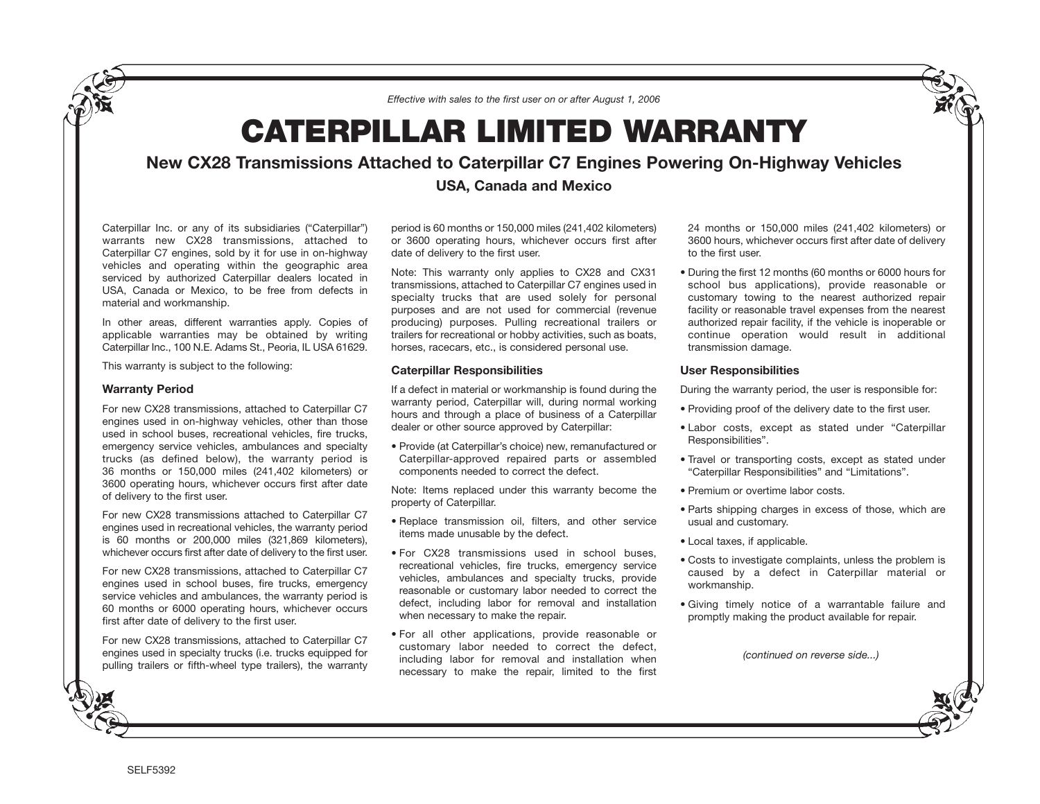*Effective with sales to the first user on or after August 1, 2006*

# CATERPILLAR LIMITED WARRANTY

## New CX28 Transmissions Attached to Caterpillar C7 Engines Powering On-Highway Vehicles

### USA, Canada and Mexico

Caterpillar Inc. or any of its subsidiaries ("Caterpillar") warrants new CX28 transmissions, attached to Caterpillar C7 engines, sold by it for use in on-highway vehicles and operating within the geographic area serviced by authorized Caterpillar dealers located in USA, Canada or Mexico, to be free from defects in material and workmanship.

In other areas, different warranties apply. Copies of applicable warranties may be obtained by writing Caterpillar Inc., 100 N.E. Adams St., Peoria, IL USA 61629.

This warranty is subject to the following:

### Warranty Period

For new CX28 transmissions, attached to Caterpillar C7 engines used in on-highway vehicles, other than those used in school buses, recreational vehicles, fire trucks, emergency service vehicles, ambulances and specialty trucks (as defined below), the warranty period is 36 months or 150,000 miles (241,402 kilometers) or 3600 operating hours, whichever occurs first after date of delivery to the first user.

For new CX28 transmissions attached to Caterpillar C7 engines used in recreational vehicles, the warranty period is 60 months or 200,000 miles (321,869 kilometers), whichever occurs first after date of delivery to the first user.

For new CX28 transmissions, attached to Caterpillar C7 engines used in school buses, fire trucks, emergency service vehicles and ambulances, the warranty period is 60 months or 6000 operating hours, whichever occurs first after date of delivery to the first user.

For new CX28 transmissions, attached to Caterpillar C7 engines used in specialty trucks (i.e. trucks equipped for pulling trailers or fifth-wheel type trailers), the warranty period is 60 months or 150,000 miles (241,402 kilometers) or 3600 operating hours, whichever occurs first after date of delivery to the first user.

Note: This warranty only applies to CX28 and CX31 transmissions, attached to Caterpillar C7 engines used in specialty trucks that are used solely for personal purposes and are not used for commercial (revenue producing) purposes. Pulling recreational trailers or trailers for recreational or hobby activities, such as boats, horses, racecars, etc., is considered personal use.

### Caterpillar Responsibilities

If a defect in material or workmanship is found during the warranty period, Caterpillar will, during normal working hours and through a place of business of a Caterpillar dealer or other source approved by Caterpillar:

- Provide (at Caterpillar's choice) new, remanufactured or Caterpillar-approved repaired parts or assembled components needed to correct the defect.

Note: Items replaced under this warranty become the property of Caterpillar.

- Replace transmission oil, filters, and other service items made unusable by the defect.
- For CX28 transmissions used in school buses, recreational vehicles, fire trucks, emergency service vehicles, ambulances and specialty trucks, provide reasonable or customary labor needed to correct the defect, including labor for removal and installation when necessary to make the repair.
- For all other applications, provide reasonable or customary labor needed to correct the defect, including labor for removal and installation when necessary to make the repair, limited to the first 24 months or 150,000 miles (241,402 kilometers) or 3600 hours, whichever occurs first after date of delivery to the first user.
- During the first 12 months (60 months or 6000 hours for school bus applications), provide reasonable or customary towing to the nearest authorized repair facility or reasonable travel expenses from the nearest authorized repair facility, if the vehicle is inoperable or continue operation would result in additional transmission damage.

### User Responsibilities

During the warranty period, the user is responsible for:

- Providing proof of the delivery date to the first user.
- Labor costs, except as stated under "Caterpillar Responsibilities".
- Travel or transporting costs, except as stated under "Caterpillar Responsibilities" and "Limitations".
- Premium or overtime labor costs.
- Parts shipping charges in excess of those, which are usual and customary.
- Local taxes, if applicable.
- Costs to investigate complaints, unless the problem is caused by a defect in Caterpillar material or workmanship.
- Giving timely notice of a warrantable failure and promptly making the product available for repair.

*(continued on reverse side...)*

SELF5392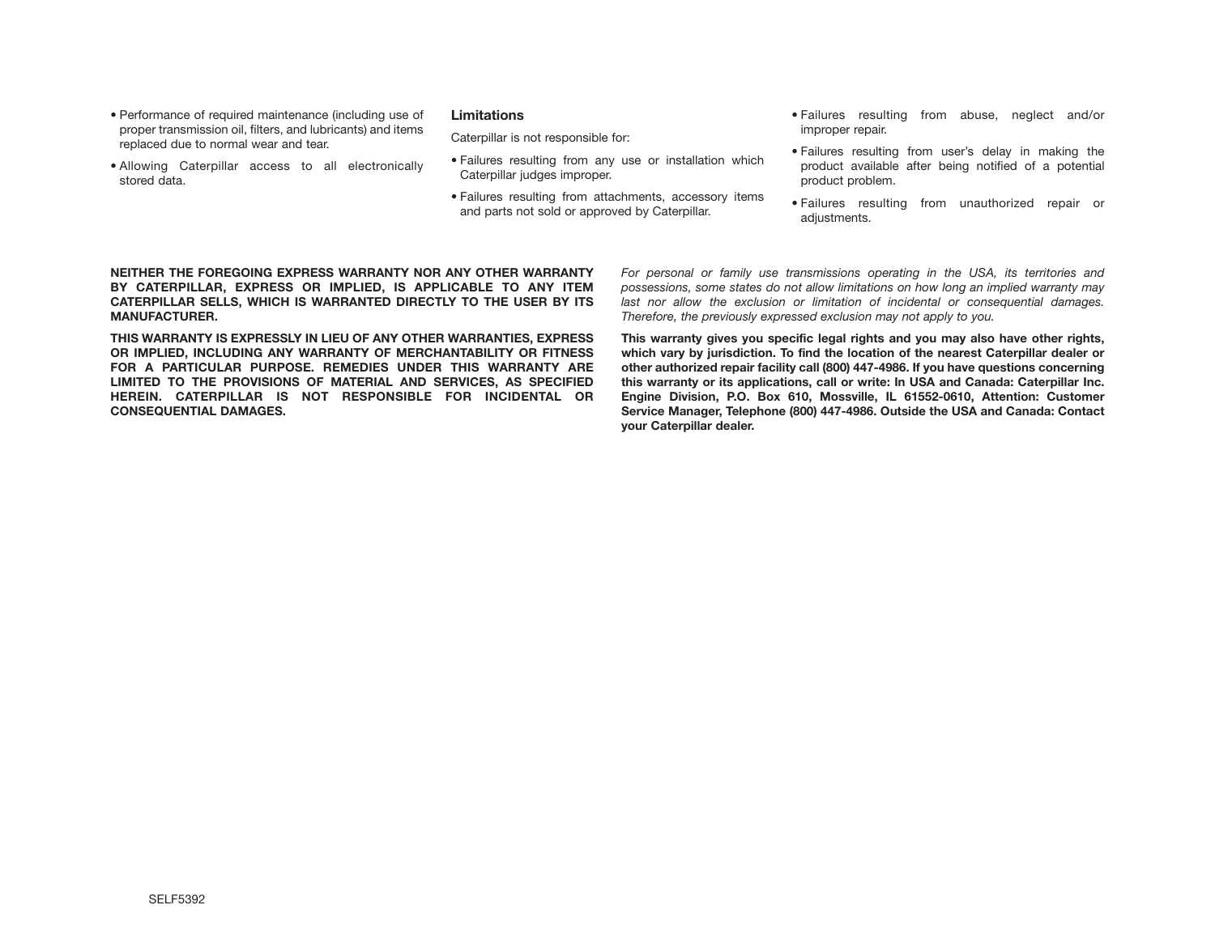- Performance of required maintenance (including use of proper transmission oil, filters, and lubricants) and items replaced due to normal wear and tear.
- Allowing Caterpillar access to all electronically stored data.

### Limitations

Caterpillar is not responsible for:

- Failures resulting from any use or installation which Caterpillar judges improper.
- Failures resulting from attachments, accessory items and parts not sold or approved by Caterpillar.
- Failures resulting from abuse, neglect and/or improper repair.
- Failures resulting from user's delay in making the product available after being notified of a potential product problem.
- Failures resulting from unauthorized repair or adjustments.

**NEITHER THE FOREGOING EXPRESS WARRANTY NOR ANY OTHER WARRANTY BY CATERPILLAR, EXPRESS OR IMPLIED, IS APPLICABLE TO ANY ITEM CATERPILLAR SELLS, WHICH IS WARRANTED DIRECTLY TO THE USER BY ITS MANUFACTURER.**

**THIS WARRANTY IS EXPRESSLY IN LIEU OF ANY OTHER WARRANTIES, EXPRESS OR IMPLIED, INCLUDING ANY WARRANTY OF MERCHANTABILITY OR FITNESS FOR A PARTICULAR PURPOSE. REMEDIES UNDER THIS WARRANTY ARE LIMITED TO THE PROVISIONS OF MATERIAL AND SERVICES, AS SPECIFIED HEREIN. CATERPILLAR IS NOT RESPONSIBLE FOR INCIDENTAL OR CONSEQUENTIAL DAMAGES.**

*For personal or family use transmissions operating in the USA, its territories and possessions, some states do not allow limitations on how long an implied warranty may last nor allow the exclusion or limitation of incidental or consequential damages. Therefore, the previously expressed exclusion may not apply to you.*

**This warranty gives you specific legal rights and you may also have other rights, which vary by jurisdiction. To find the location of the nearest Caterpillar dealer or other authorized repair facility call (800) 447-4986. If you have questions concerning this warranty or its applications, call or write: In USA and Canada: Caterpillar Inc. Engine Division, P.O. Box 610, Mossville, IL 61552-0610, Attention: Customer Service Manager, Telephone (800) 447-4986. Outside the USA and Canada: Contact your Caterpillar dealer.**

SELF5392